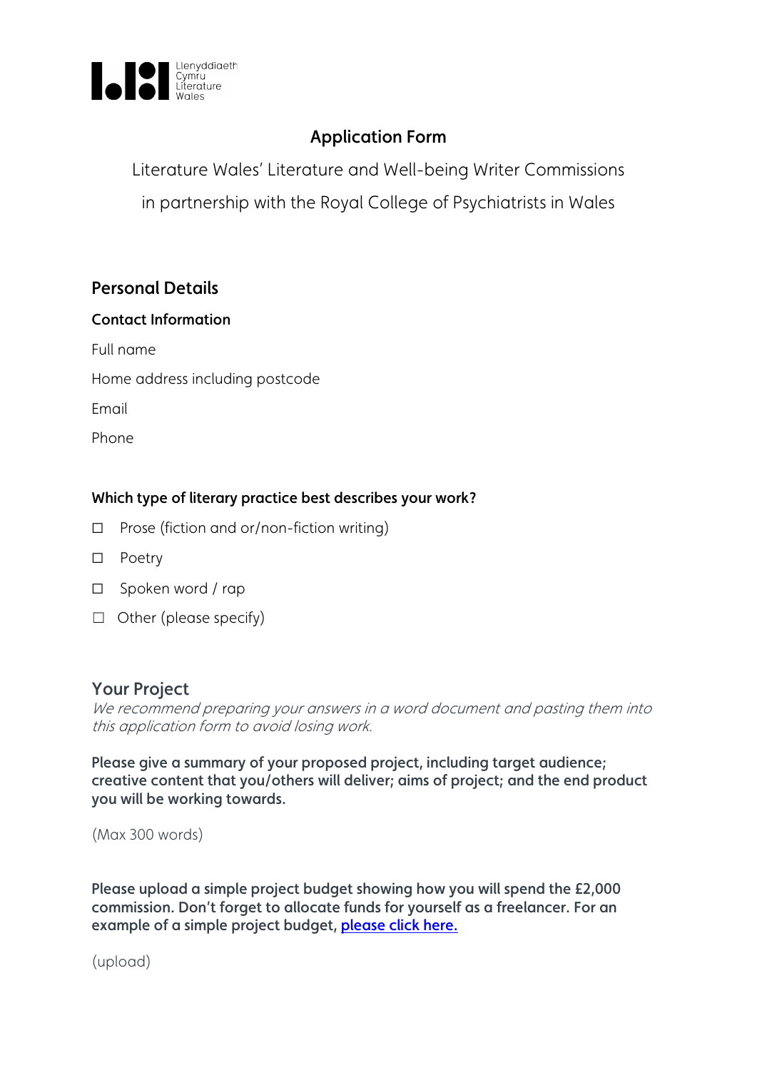Llenyddiaeth Cymru Literature Wales

# Application Form

Literature Wales' Literature and Well-being Writer Commissions

in partnership with the Royal College of Psychiatrists in Wales

## Personal Details

### Contact Information

Full name

Home address including postcode

Email

Phone

### Which type of literary practice best describes your work?

☐ Prose (fiction and or/non-fiction writing)

☐ Poetry

☐ Spoken word / rap

☐ Other (please specify)

## Your Project

*We recommend preparing your answers in a word document and pasting them into this application form to avoid losing work.*

**Please give a summary of your proposed project, including target audience; creative content that you/others will deliver; aims of project; and the end product you will be working towards.**

(Max 300 words)

**Please upload a simple project budget showing how you will spend the £2,000 commission. Don't forget to allocate funds for yourself as a freelancer. For an example of a simple project budget, please click here.**

(upload)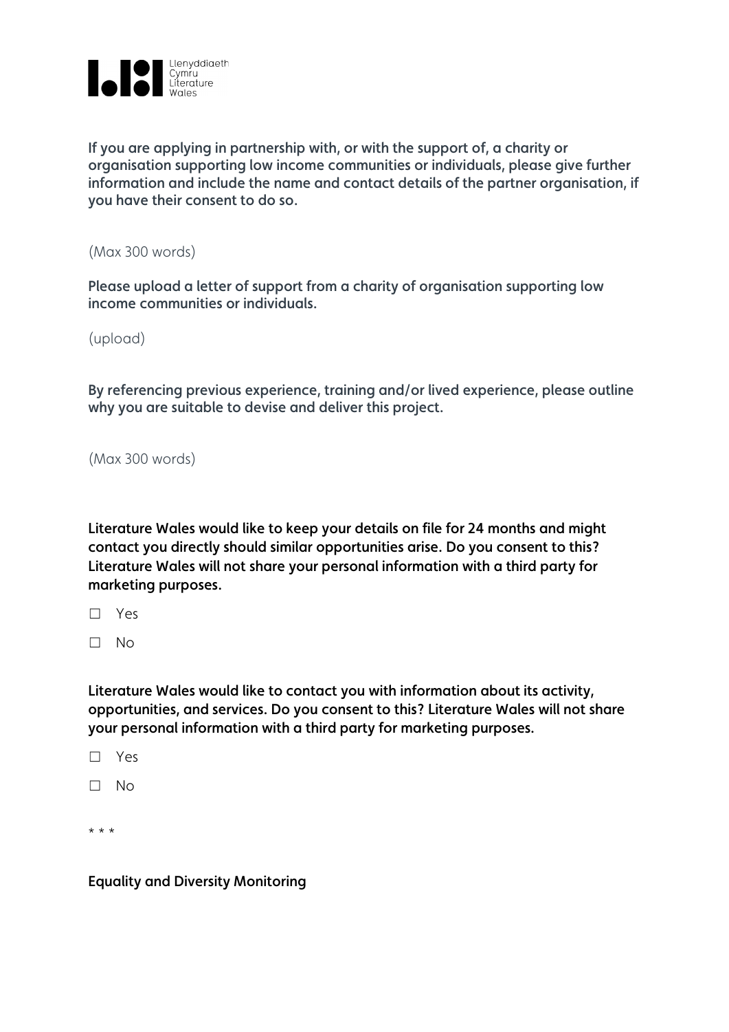**If you are applying in partnership with, or with the support of, a charity or organisation supporting low income communities or individuals, please give further information and include the name and contact details of the partner organisation, if you have their consent to do so.**

(Max 300 words)

**Please upload a letter of support from a charity of organisation supporting low income communities or individuals.**

(upload)

**By referencing previous experience, training and/or lived experience, please outline why you are suitable to devise and deliver this project.**

(Max 300 words)

**Literature Wales would like to keep your details on file for 24 months and might contact you directly should similar opportunities arise. Do you consent to this? Literature Wales will not share your personal information with a third party for marketing purposes.**

☐ Yes

☐ No

**Literature Wales would like to contact you with information about its activity, opportunities, and services. Do you consent to this? Literature Wales will not share your personal information with a third party for marketing purposes.**

☐ Yes

☐ No

* * *

**Equality and Diversity Monitoring**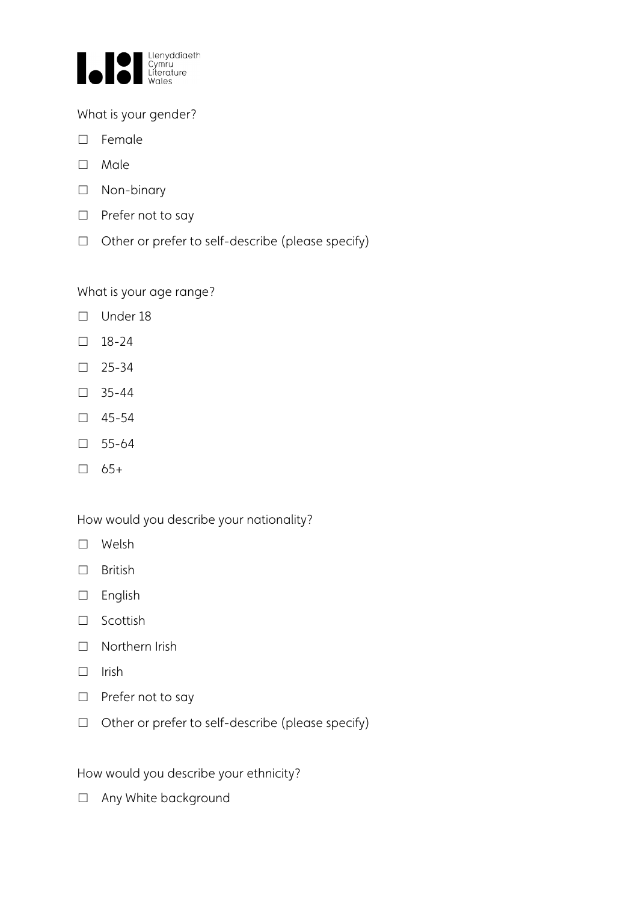What is your gender?

☐ Female

☐ Male

☐ Non-binary

☐ Prefer not to say

☐ Other or prefer to self-describe (please specify)

What is your age range?

☐ Under 18

☐ 18-24

☐ 25-34

☐ 35-44

☐ 45-54

☐ 55-64

☐ 65+

How would you describe your nationality?

☐ Welsh

☐ British

☐ English

☐ Scottish

☐ Northern Irish

☐ Irish

☐ Prefer not to say

☐ Other or prefer to self-describe (please specify)

How would you describe your ethnicity?

☐ Any White background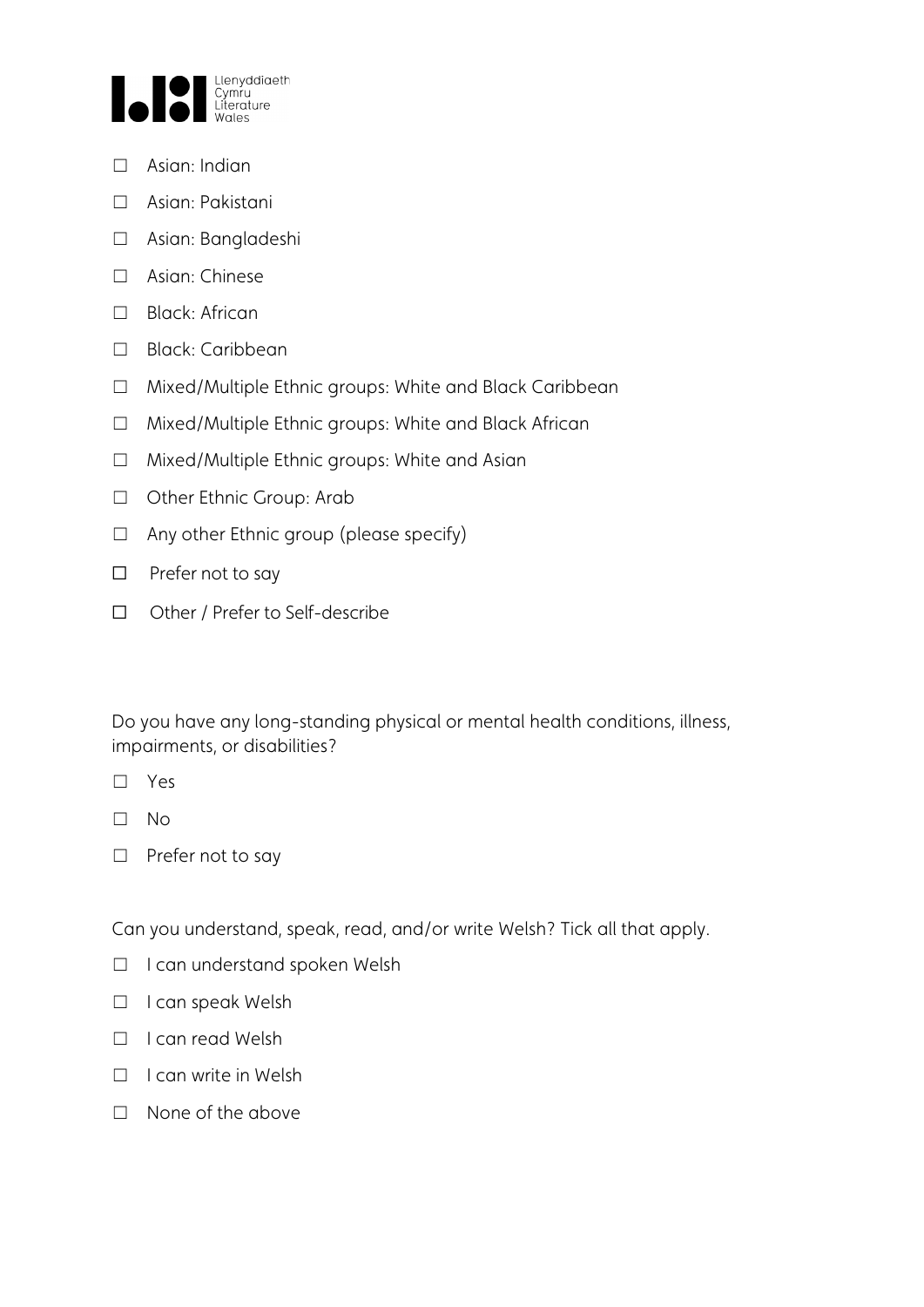- ☐ Asian: Indian
- ☐ Asian: Pakistani
- ☐ Asian: Bangladeshi
- ☐ Asian: Chinese
- ☐ Black: African
- ☐ Black: Caribbean
- ☐ Mixed/Multiple Ethnic groups: White and Black Caribbean
- ☐ Mixed/Multiple Ethnic groups: White and Black African
- ☐ Mixed/Multiple Ethnic groups: White and Asian
- ☐ Other Ethnic Group: Arab
- ☐ Any other Ethnic group (please specify)
- ☐ Prefer not to say
- ☐ Other / Prefer to Self-describe

Do you have any long-standing physical or mental health conditions, illness, impairments, or disabilities?

- ☐ Yes
- ☐ No
- ☐ Prefer not to say

Can you understand, speak, read, and/or write Welsh? Tick all that apply.

- ☐ I can understand spoken Welsh
- ☐ I can speak Welsh
- ☐ I can read Welsh
- ☐ I can write in Welsh
- ☐ None of the above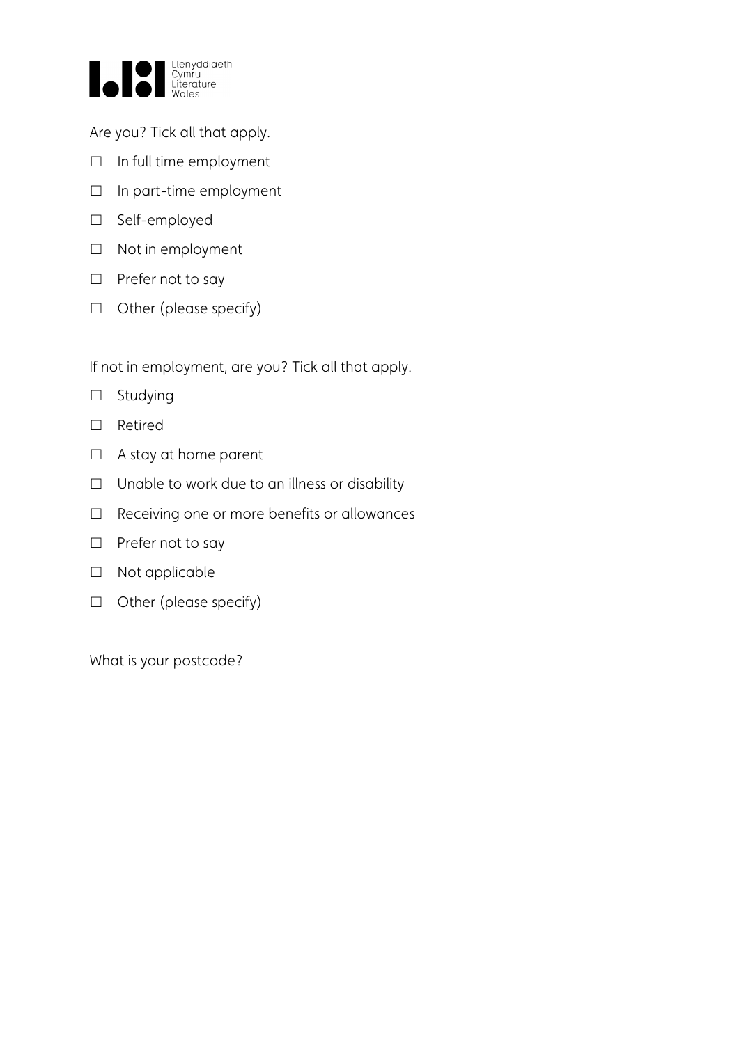Are you? Tick all that apply.

☐ In full time employment

☐ In part-time employment

☐ Self-employed

☐ Not in employment

☐ Prefer not to say

☐ Other (please specify)

If not in employment, are you? Tick all that apply.

☐ Studying

☐ Retired

☐ A stay at home parent

☐ Unable to work due to an illness or disability

☐ Receiving one or more benefits or allowances

☐ Prefer not to say

☐ Not applicable

☐ Other (please specify)

What is your postcode?